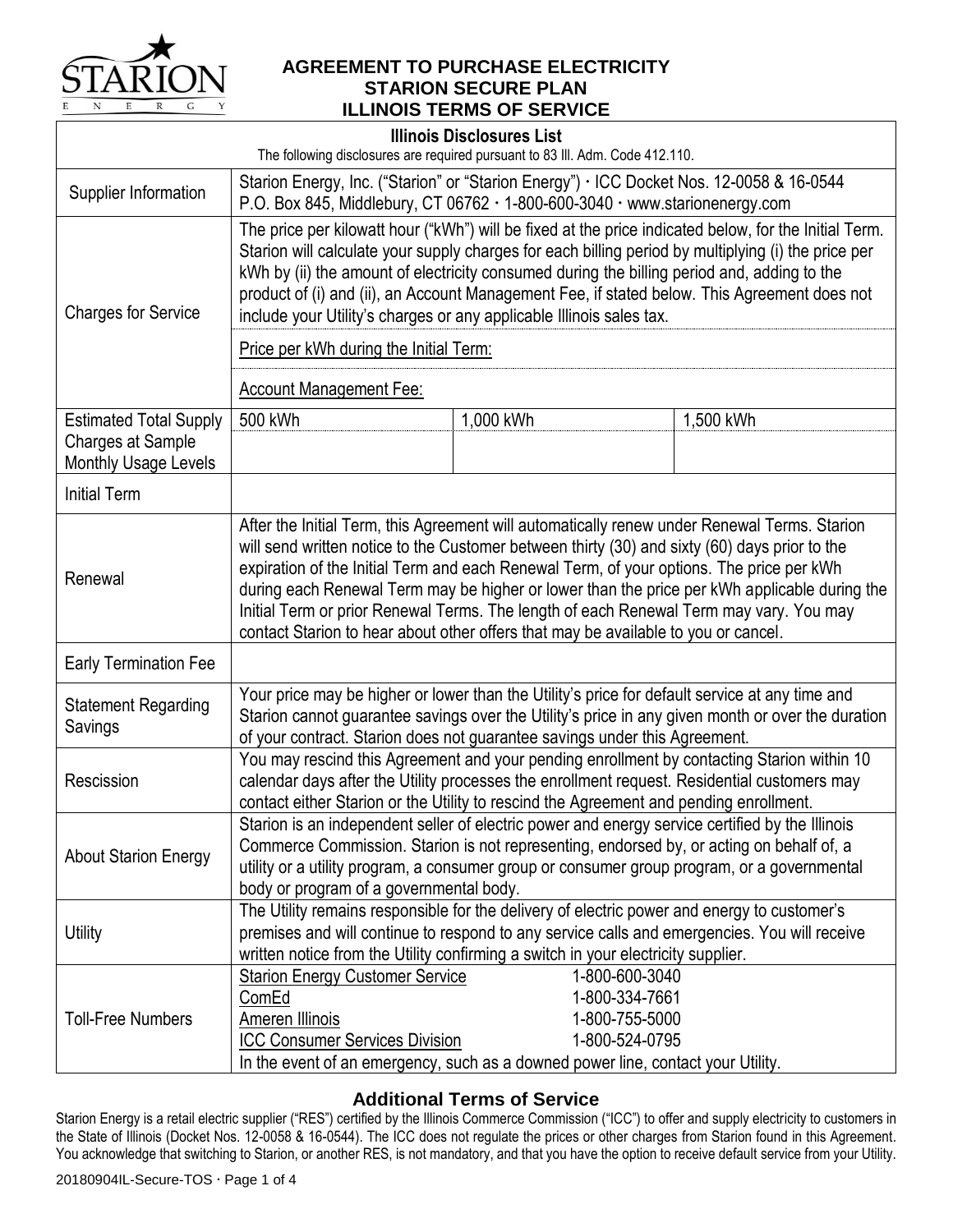# AGREEMENT TO PURCHASE ELECTRICITY
# STARION SECURE PLAN
# ILLINOIS TERMS OF SERVICE

**Illinois Disclosures List**

The following disclosures are required pursuant to 83 Ill. Adm. Code 412.110.

| | | | |
|---|---|---|---|
| Supplier Information | Starion Energy, Inc. ("Starion" or "Starion Energy") · ICC Docket Nos. 12-0058 & 16-0544<br>P.O. Box 845, Middlebury, CT 06762 · 1-800-600-3040 · www.starionenergy.com | | |
| Charges for Service | The price per kilowatt hour ("kWh") will be fixed at the price indicated below, for the Initial Term. Starion will calculate your supply charges for each billing period by multiplying (i) the price per kWh by (ii) the amount of electricity consumed during the billing period and, adding to the product of (i) and (ii), an Account Management Fee, if stated below. This Agreement does not include your Utility's charges or any applicable Illinois sales tax.<br>Price per kWh during the Initial Term:<br>Account Management Fee: | | |
| Estimated Total Supply Charges at Sample Monthly Usage Levels | 500 kWh | 1,000 kWh | 1,500 kWh |
| Initial Term | | | |
| Renewal | After the Initial Term, this Agreement will automatically renew under Renewal Terms. Starion will send written notice to the Customer between thirty (30) and sixty (60) days prior to the expiration of the Initial Term and each Renewal Term, of your options. The price per kWh during each Renewal Term may be higher or lower than the price per kWh applicable during the Initial Term or prior Renewal Terms. The length of each Renewal Term may vary. You may contact Starion to hear about other offers that may be available to you or cancel. | | |
| Early Termination Fee | | | |
| Statement Regarding Savings | Your price may be higher or lower than the Utility's price for default service at any time and Starion cannot guarantee savings over the Utility's price in any given month or over the duration of your contract. Starion does not guarantee savings under this Agreement. | | |
| Rescission | You may rescind this Agreement and your pending enrollment by contacting Starion within 10 calendar days after the Utility processes the enrollment request. Residential customers may contact either Starion or the Utility to rescind the Agreement and pending enrollment. | | |
| About Starion Energy | Starion is an independent seller of electric power and energy service certified by the Illinois Commerce Commission. Starion is not representing, endorsed by, or acting on behalf of, a utility or a utility program, a consumer group or consumer group program, or a governmental body or program of a governmental body. | | |
| Utility | The Utility remains responsible for the delivery of electric power and energy to customer's premises and will continue to respond to any service calls and emergencies. You will receive written notice from the Utility confirming a switch in your electricity supplier. | | |
| Toll-Free Numbers | Starion Energy Customer Service 1-800-600-3040<br>ComEd 1-800-334-7661<br>Ameren Illinois 1-800-755-5000<br>ICC Consumer Services Division 1-800-524-0795<br>In the event of an emergency, such as a downed power line, contact your Utility. | | |

## Additional Terms of Service

Starion Energy is a retail electric supplier ("RES") certified by the Illinois Commerce Commission ("ICC") to offer and supply electricity to customers in the State of Illinois (Docket Nos. 12-0058 & 16-0544). The ICC does not regulate the prices or other charges from Starion found in this Agreement. You acknowledge that switching to Starion, or another RES, is not mandatory, and that you have the option to receive default service from your Utility.

20180904IL-Secure-TOS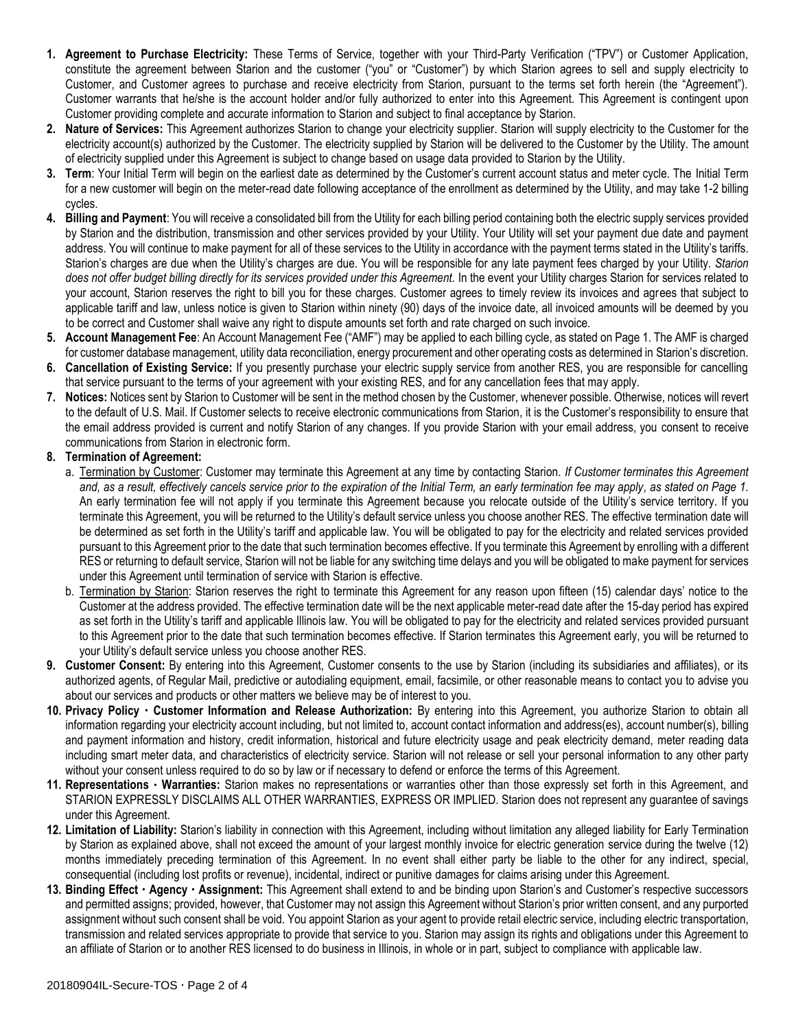1. **Agreement to Purchase Electricity:** These Terms of Service, together with your Third-Party Verification ("TPV") or Customer Application, constitute the agreement between Starion and the customer ("you" or "Customer") by which Starion agrees to sell and supply electricity to Customer, and Customer agrees to purchase and receive electricity from Starion, pursuant to the terms set forth herein (the "Agreement"). Customer warrants that he/she is the account holder and/or fully authorized to enter into this Agreement. This Agreement is contingent upon Customer providing complete and accurate information to Starion and subject to final acceptance by Starion.
2. **Nature of Services:** This Agreement authorizes Starion to change your electricity supplier. Starion will supply electricity to the Customer for the electricity account(s) authorized by the Customer. The electricity supplied by Starion will be delivered to the Customer by the Utility. The amount of electricity supplied under this Agreement is subject to change based on usage data provided to Starion by the Utility.
3. **Term**: Your Initial Term will begin on the earliest date as determined by the Customer's current account status and meter cycle. The Initial Term for a new customer will begin on the meter-read date following acceptance of the enrollment as determined by the Utility, and may take 1-2 billing cycles.
4. **Billing and Payment**: You will receive a consolidated bill from the Utility for each billing period containing both the electric supply services provided by Starion and the distribution, transmission and other services provided by your Utility. Your Utility will set your payment due date and payment address. You will continue to make payment for all of these services to the Utility in accordance with the payment terms stated in the Utility's tariffs. Starion's charges are due when the Utility's charges are due. You will be responsible for any late payment fees charged by your Utility. *Starion does not offer budget billing directly for its services provided under this Agreement.* In the event your Utility charges Starion for services related to your account, Starion reserves the right to bill you for these charges. Customer agrees to timely review its invoices and agrees that subject to applicable tariff and law, unless notice is given to Starion within ninety (90) days of the invoice date, all invoiced amounts will be deemed by you to be correct and Customer shall waive any right to dispute amounts set forth and rate charged on such invoice.
5. **Account Management Fee**: An Account Management Fee ("AMF") may be applied to each billing cycle, as stated on Page 1. The AMF is charged for customer database management, utility data reconciliation, energy procurement and other operating costs as determined in Starion's discretion.
6. **Cancellation of Existing Service:** If you presently purchase your electric supply service from another RES, you are responsible for cancelling that service pursuant to the terms of your agreement with your existing RES, and for any cancellation fees that may apply.
7. **Notices:** Notices sent by Starion to Customer will be sent in the method chosen by the Customer, whenever possible. Otherwise, notices will revert to the default of U.S. Mail. If Customer selects to receive electronic communications from Starion, it is the Customer's responsibility to ensure that the email address provided is current and notify Starion of any changes. If you provide Starion with your email address, you consent to receive communications from Starion in electronic form.
8. **Termination of Agreement:**
   a. <u>Termination by Customer</u>: Customer may terminate this Agreement at any time by contacting Starion. *If Customer terminates this Agreement and, as a result, effectively cancels service prior to the expiration of the Initial Term, an early termination fee may apply, as stated on Page 1.* An early termination fee will not apply if you terminate this Agreement because you relocate outside of the Utility's service territory. If you terminate this Agreement, you will be returned to the Utility's default service unless you choose another RES. The effective termination date will be determined as set forth in the Utility's tariff and applicable law. You will be obligated to pay for the electricity and related services provided pursuant to this Agreement prior to the date that such termination becomes effective. If you terminate this Agreement by enrolling with a different RES or returning to default service, Starion will not be liable for any switching time delays and you will be obligated to make payment for services under this Agreement until termination of service with Starion is effective.
   b. <u>Termination by Starion</u>: Starion reserves the right to terminate this Agreement for any reason upon fifteen (15) calendar days' notice to the Customer at the address provided. The effective termination date will be the next applicable meter-read date after the 15-day period has expired as set forth in the Utility's tariff and applicable Illinois law. You will be obligated to pay for the electricity and related services provided pursuant to this Agreement prior to the date that such termination becomes effective. If Starion terminates this Agreement early, you will be returned to your Utility's default service unless you choose another RES.
9. **Customer Consent:** By entering into this Agreement, Customer consents to the use by Starion (including its subsidiaries and affiliates), or its authorized agents, of Regular Mail, predictive or autodialing equipment, email, facsimile, or other reasonable means to contact you to advise you about our services and products or other matters we believe may be of interest to you.
10. **Privacy Policy · Customer Information and Release Authorization:** By entering into this Agreement, you authorize Starion to obtain all information regarding your electricity account including, but not limited to, account contact information and address(es), account number(s), billing and payment information and history, credit information, historical and future electricity usage and peak electricity demand, meter reading data including smart meter data, and characteristics of electricity service. Starion will not release or sell your personal information to any other party without your consent unless required to do so by law or if necessary to defend or enforce the terms of this Agreement.
11. **Representations · Warranties:** Starion makes no representations or warranties other than those expressly set forth in this Agreement, and STARION EXPRESSLY DISCLAIMS ALL OTHER WARRANTIES, EXPRESS OR IMPLIED. Starion does not represent any guarantee of savings under this Agreement.
12. **Limitation of Liability:** Starion's liability in connection with this Agreement, including without limitation any alleged liability for Early Termination by Starion as explained above, shall not exceed the amount of your largest monthly invoice for electric generation service during the twelve (12) months immediately preceding termination of this Agreement. In no event shall either party be liable to the other for any indirect, special, consequential (including lost profits or revenue), incidental, indirect or punitive damages for claims arising under this Agreement.
13. **Binding Effect · Agency · Assignment:** This Agreement shall extend to and be binding upon Starion's and Customer's respective successors and permitted assigns; provided, however, that Customer may not assign this Agreement without Starion's prior written consent, and any purported assignment without such consent shall be void. You appoint Starion as your agent to provide retail electric service, including electric transportation, transmission and related services appropriate to provide that service to you. Starion may assign its rights and obligations under this Agreement to an affiliate of Starion or to another RES licensed to do business in Illinois, in whole or in part, subject to compliance with applicable law.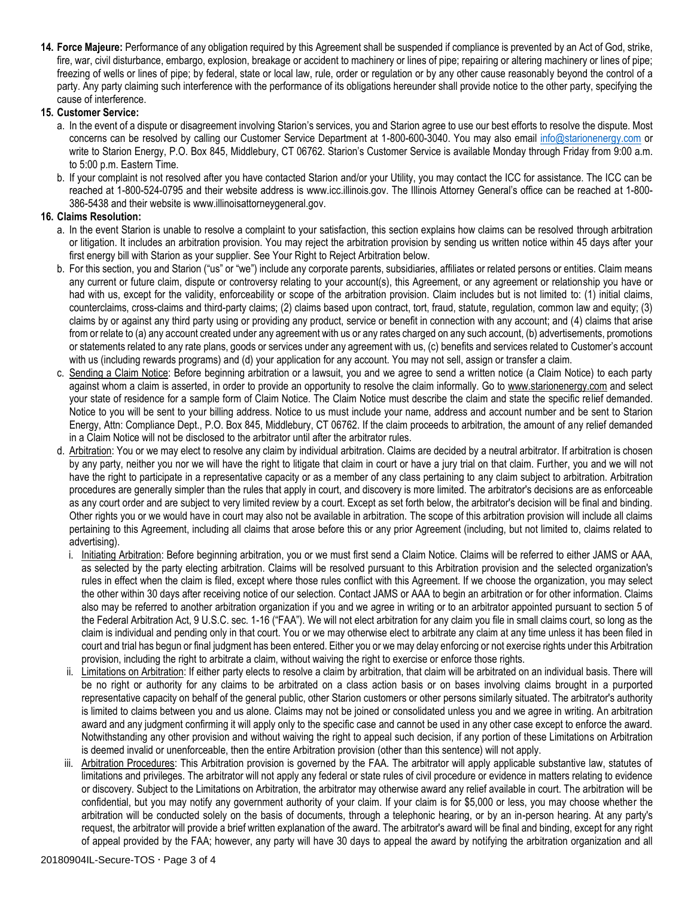14. **Force Majeure:** Performance of any obligation required by this Agreement shall be suspended if compliance is prevented by an Act of God, strike, fire, war, civil disturbance, embargo, explosion, breakage or accident to machinery or lines of pipe; repairing or altering machinery or lines of pipe; freezing of wells or lines of pipe; by federal, state or local law, rule, order or regulation or by any other cause reasonably beyond the control of a party. Any party claiming such interference with the performance of its obligations hereunder shall provide notice to the other party, specifying the cause of interference.

15. **Customer Service:**
    a. In the event of a dispute or disagreement involving Starion's services, you and Starion agree to use our best efforts to resolve the dispute. Most concerns can be resolved by calling our Customer Service Department at 1-800-600-3040. You may also email info@starionenergy.com or write to Starion Energy, P.O. Box 845, Middlebury, CT 06762. Starion's Customer Service is available Monday through Friday from 9:00 a.m. to 5:00 p.m. Eastern Time.
    b. If your complaint is not resolved after you have contacted Starion and/or your Utility, you may contact the ICC for assistance. The ICC can be reached at 1-800-524-0795 and their website address is www.icc.illinois.gov. The Illinois Attorney General's office can be reached at 1-800-386-5438 and their website is www.illinoisattorneygeneral.gov.

16. **Claims Resolution:**
    a. In the event Starion is unable to resolve a complaint to your satisfaction, this section explains how claims can be resolved through arbitration or litigation. It includes an arbitration provision. You may reject the arbitration provision by sending us written notice within 45 days after your first energy bill with Starion as your supplier. See Your Right to Reject Arbitration below.
    b. For this section, you and Starion ("us" or "we") include any corporate parents, subsidiaries, affiliates or related persons or entities. Claim means any current or future claim, dispute or controversy relating to your account(s), this Agreement, or any agreement or relationship you have or had with us, except for the validity, enforceability or scope of the arbitration provision. Claim includes but is not limited to: (1) initial claims, counterclaims, cross-claims and third-party claims; (2) claims based upon contract, tort, fraud, statute, regulation, common law and equity; (3) claims by or against any third party using or providing any product, service or benefit in connection with any account; and (4) claims that arise from or relate to (a) any account created under any agreement with us or any rates charged on any such account, (b) advertisements, promotions or statements related to any rate plans, goods or services under any agreement with us, (c) benefits and services related to Customer's account with us (including rewards programs) and (d) your application for any account. You may not sell, assign or transfer a claim.
    c. Sending a Claim Notice: Before beginning arbitration or a lawsuit, you and we agree to send a written notice (a Claim Notice) to each party against whom a claim is asserted, in order to provide an opportunity to resolve the claim informally. Go to www.starionenergy.com and select your state of residence for a sample form of Claim Notice. The Claim Notice must describe the claim and state the specific relief demanded. Notice to you will be sent to your billing address. Notice to us must include your name, address and account number and be sent to Starion Energy, Attn: Compliance Dept., P.O. Box 845, Middlebury, CT 06762. If the claim proceeds to arbitration, the amount of any relief demanded in a Claim Notice will not be disclosed to the arbitrator until after the arbitrator rules.
    d. Arbitration: You or we may elect to resolve any claim by individual arbitration. Claims are decided by a neutral arbitrator. If arbitration is chosen by any party, neither you nor we will have the right to litigate that claim in court or have a jury trial on that claim. Further, you and we will not have the right to participate in a representative capacity or as a member of any class pertaining to any claim subject to arbitration. Arbitration procedures are generally simpler than the rules that apply in court, and discovery is more limited. The arbitrator's decisions are as enforceable as any court order and are subject to very limited review by a court. Except as set forth below, the arbitrator's decision will be final and binding. Other rights you or we would have in court may also not be available in arbitration. The scope of this arbitration provision will include all claims pertaining to this Agreement, including all claims that arose before this or any prior Agreement (including, but not limited to, claims related to advertising).
        i. Initiating Arbitration: Before beginning arbitration, you or we must first send a Claim Notice. Claims will be referred to either JAMS or AAA, as selected by the party electing arbitration. Claims will be resolved pursuant to this Arbitration provision and the selected organization's rules in effect when the claim is filed, except where those rules conflict with this Agreement. If we choose the organization, you may select the other within 30 days after receiving notice of our selection. Contact JAMS or AAA to begin an arbitration or for other information. Claims also may be referred to another arbitration organization if you and we agree in writing or to an arbitrator appointed pursuant to section 5 of the Federal Arbitration Act, 9 U.S.C. sec. 1-16 ("FAA"). We will not elect arbitration for any claim you file in small claims court, so long as the claim is individual and pending only in that court. You or we may otherwise elect to arbitrate any claim at any time unless it has been filed in court and trial has begun or final judgment has been entered. Either you or we may delay enforcing or not exercise rights under this Arbitration provision, including the right to arbitrate a claim, without waiving the right to exercise or enforce those rights.
        ii. Limitations on Arbitration: If either party elects to resolve a claim by arbitration, that claim will be arbitrated on an individual basis. There will be no right or authority for any claims to be arbitrated on a class action basis or on bases involving claims brought in a purported representative capacity on behalf of the general public, other Starion customers or other persons similarly situated. The arbitrator's authority is limited to claims between you and us alone. Claims may not be joined or consolidated unless you and we agree in writing. An arbitration award and any judgment confirming it will apply only to the specific case and cannot be used in any other case except to enforce the award. Notwithstanding any other provision and without waiving the right to appeal such decision, if any portion of these Limitations on Arbitration is deemed invalid or unenforceable, then the entire Arbitration provision (other than this sentence) will not apply.
        iii. Arbitration Procedures: This Arbitration provision is governed by the FAA. The arbitrator will apply applicable substantive law, statutes of limitations and privileges. The arbitrator will not apply any federal or state rules of civil procedure or evidence in matters relating to evidence or discovery. Subject to the Limitations on Arbitration, the arbitrator may otherwise award any relief available in court. The arbitration will be confidential, but you may notify any government authority of your claim. If your claim is for $5,000 or less, you may choose whether the arbitration will be conducted solely on the basis of documents, through a telephonic hearing, or by an in-person hearing. At any party's request, the arbitrator will provide a brief written explanation of the award. The arbitrator's award will be final and binding, except for any right of appeal provided by the FAA; however, any party will have 30 days to appeal the award by notifying the arbitration organization and all

20180904IL-Secure-TOS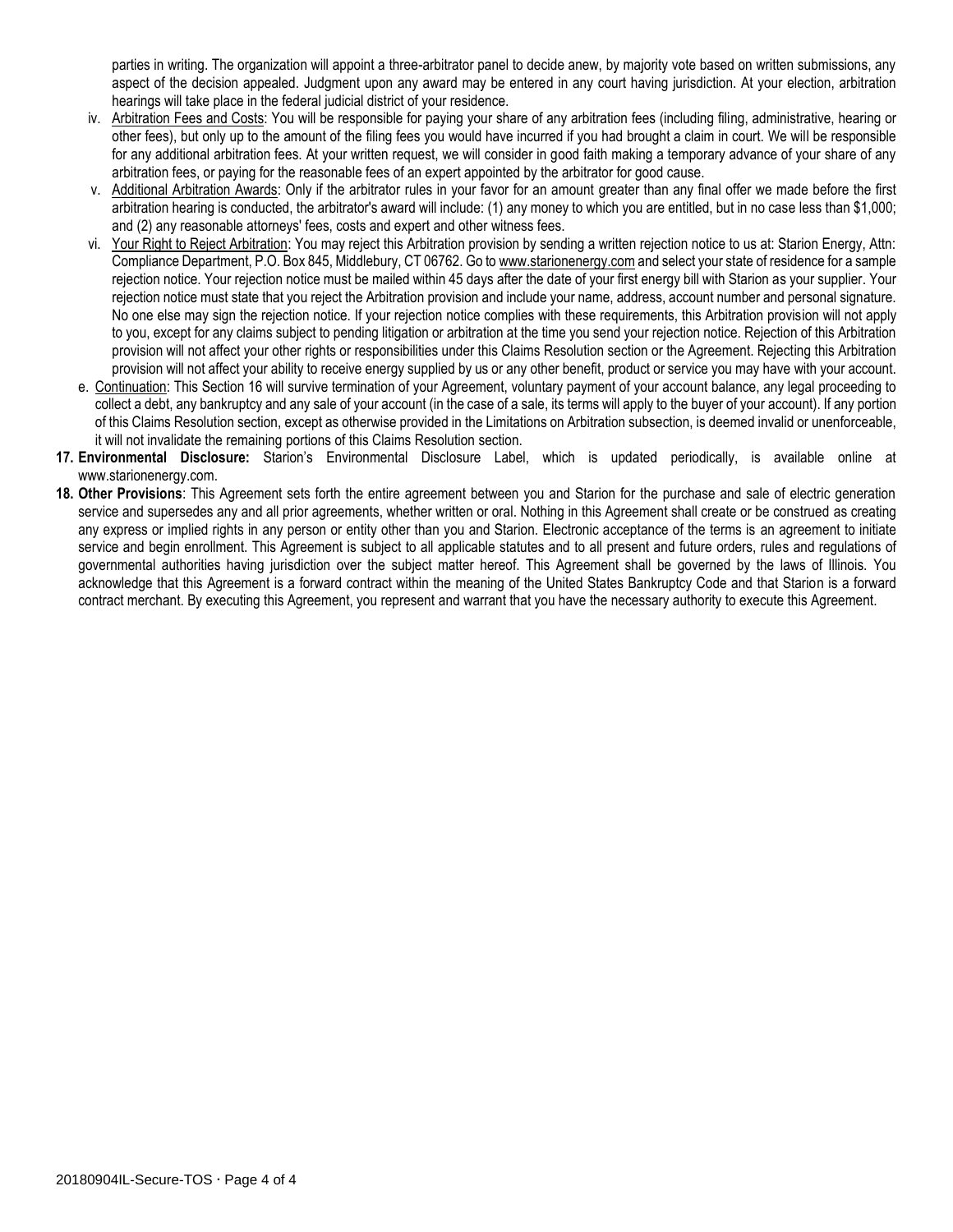parties in writing. The organization will appoint a three-arbitrator panel to decide anew, by majority vote based on written submissions, any aspect of the decision appealed. Judgment upon any award may be entered in any court having jurisdiction. At your election, arbitration hearings will take place in the federal judicial district of your residence.

iv. Arbitration Fees and Costs: You will be responsible for paying your share of any arbitration fees (including filing, administrative, hearing or other fees), but only up to the amount of the filing fees you would have incurred if you had brought a claim in court. We will be responsible for any additional arbitration fees. At your written request, we will consider in good faith making a temporary advance of your share of any arbitration fees, or paying for the reasonable fees of an expert appointed by the arbitrator for good cause.

v. Additional Arbitration Awards: Only if the arbitrator rules in your favor for an amount greater than any final offer we made before the first arbitration hearing is conducted, the arbitrator's award will include: (1) any money to which you are entitled, but in no case less than $1,000; and (2) any reasonable attorneys' fees, costs and expert and other witness fees.

vi. Your Right to Reject Arbitration: You may reject this Arbitration provision by sending a written rejection notice to us at: Starion Energy, Attn: Compliance Department, P.O. Box 845, Middlebury, CT 06762. Go to www.starionenergy.com and select your state of residence for a sample rejection notice. Your rejection notice must be mailed within 45 days after the date of your first energy bill with Starion as your supplier. Your rejection notice must state that you reject the Arbitration provision and include your name, address, account number and personal signature. No one else may sign the rejection notice. If your rejection notice complies with these requirements, this Arbitration provision will not apply to you, except for any claims subject to pending litigation or arbitration at the time you send your rejection notice. Rejection of this Arbitration provision will not affect your other rights or responsibilities under this Claims Resolution section or the Agreement. Rejecting this Arbitration provision will not affect your ability to receive energy supplied by us or any other benefit, product or service you may have with your account.

e. Continuation: This Section 16 will survive termination of your Agreement, voluntary payment of your account balance, any legal proceeding to collect a debt, any bankruptcy and any sale of your account (in the case of a sale, its terms will apply to the buyer of your account). If any portion of this Claims Resolution section, except as otherwise provided in the Limitations on Arbitration subsection, is deemed invalid or unenforceable, it will not invalidate the remaining portions of this Claims Resolution section.

**17. Environmental Disclosure:** Starion's Environmental Disclosure Label, which is updated periodically, is available online at www.starionenergy.com.

**18. Other Provisions**: This Agreement sets forth the entire agreement between you and Starion for the purchase and sale of electric generation service and supersedes any and all prior agreements, whether written or oral. Nothing in this Agreement shall create or be construed as creating any express or implied rights in any person or entity other than you and Starion. Electronic acceptance of the terms is an agreement to initiate service and begin enrollment. This Agreement is subject to all applicable statutes and to all present and future orders, rules and regulations of governmental authorities having jurisdiction over the subject matter hereof. This Agreement shall be governed by the laws of Illinois. You acknowledge that this Agreement is a forward contract within the meaning of the United States Bankruptcy Code and that Starion is a forward contract merchant. By executing this Agreement, you represent and warrant that you have the necessary authority to execute this Agreement.